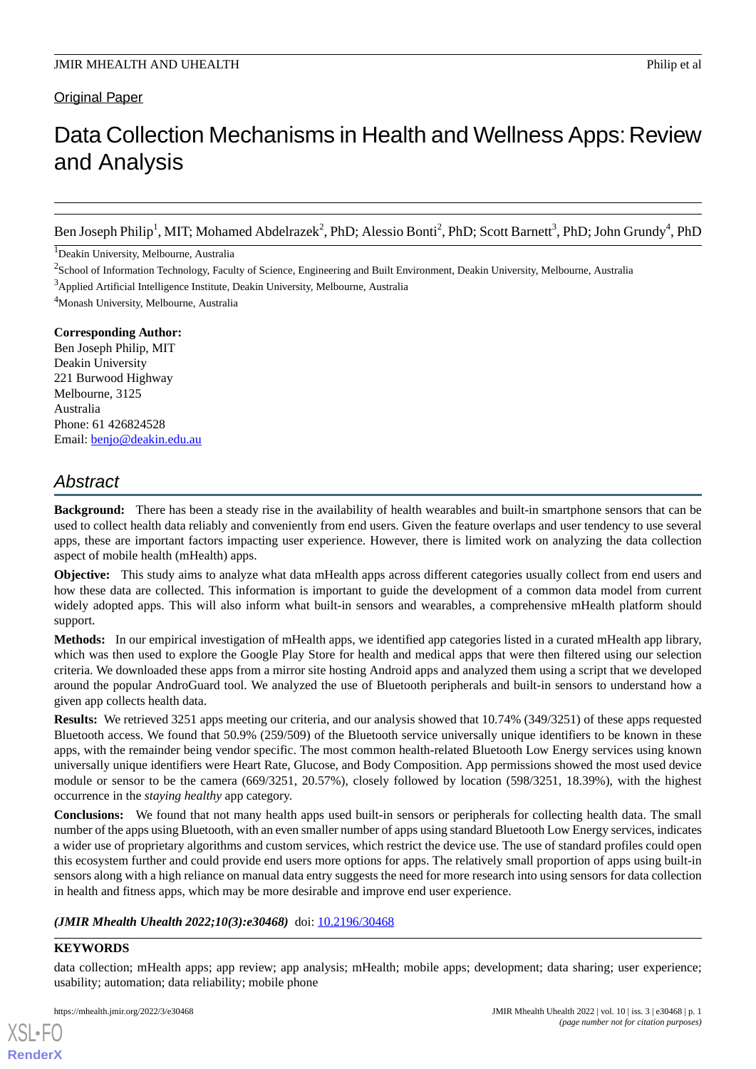Original Paper

# Data Collection Mechanisms in Health and Wellness Apps: Review and Analysis

Ben Joseph Philip[1], MIT; Mohamed Abdelrazek[2], PhD; Alessio Bonti[2], PhD; Scott Barnett[3], PhD; John Grundy[4], PhD

[1]Deakin University, Melbourne, Australia

[2]School of Information Technology, Faculty of Science, Engineering and Built Environment, Deakin University, Melbourne, Australia

[3]Applied Artificial Intelligence Institute, Deakin University, Melbourne, Australia

[4]Monash University, Melbourne, Australia

**Corresponding Author:**
Ben Joseph Philip, MIT
Deakin University
221 Burwood Highway
Melbourne, 3125
Australia
Phone: 61 426824528
Email: benjo@deakin.edu.au

## Abstract

**Background:** There has been a steady rise in the availability of health wearables and built-in smartphone sensors that can be used to collect health data reliably and conveniently from end users. Given the feature overlaps and user tendency to use several apps, these are important factors impacting user experience. However, there is limited work on analyzing the data collection aspect of mobile health (mHealth) apps.

**Objective:** This study aims to analyze what data mHealth apps across different categories usually collect from end users and how these data are collected. This information is important to guide the development of a common data model from current widely adopted apps. This will also inform what built-in sensors and wearables, a comprehensive mHealth platform should support.

**Methods:** In our empirical investigation of mHealth apps, we identified app categories listed in a curated mHealth app library, which was then used to explore the Google Play Store for health and medical apps that were then filtered using our selection criteria. We downloaded these apps from a mirror site hosting Android apps and analyzed them using a script that we developed around the popular AndroGuard tool. We analyzed the use of Bluetooth peripherals and built-in sensors to understand how a given app collects health data.

**Results:** We retrieved 3251 apps meeting our criteria, and our analysis showed that 10.74% (349/3251) of these apps requested Bluetooth access. We found that 50.9% (259/509) of the Bluetooth service universally unique identifiers to be known in these apps, with the remainder being vendor specific. The most common health-related Bluetooth Low Energy services using known universally unique identifiers were Heart Rate, Glucose, and Body Composition. App permissions showed the most used device module or sensor to be the camera (669/3251, 20.57%), closely followed by location (598/3251, 18.39%), with the highest occurrence in the *staying healthy* app category.

**Conclusions:** We found that not many health apps used built-in sensors or peripherals for collecting health data. The small number of the apps using Bluetooth, with an even smaller number of apps using standard Bluetooth Low Energy services, indicates a wider use of proprietary algorithms and custom services, which restrict the device use. The use of standard profiles could open this ecosystem further and could provide end users more options for apps. The relatively small proportion of apps using built-in sensors along with a high reliance on manual data entry suggests the need for more research into using sensors for data collection in health and fitness apps, which may be more desirable and improve end user experience.

***(JMIR Mhealth Uhealth 2022;10(3):e30468)*** doi: 10.2196/30468

**KEYWORDS**

data collection; mHealth apps; app review; app analysis; mHealth; mobile apps; development; data sharing; user experience; usability; automation; data reliability; mobile phone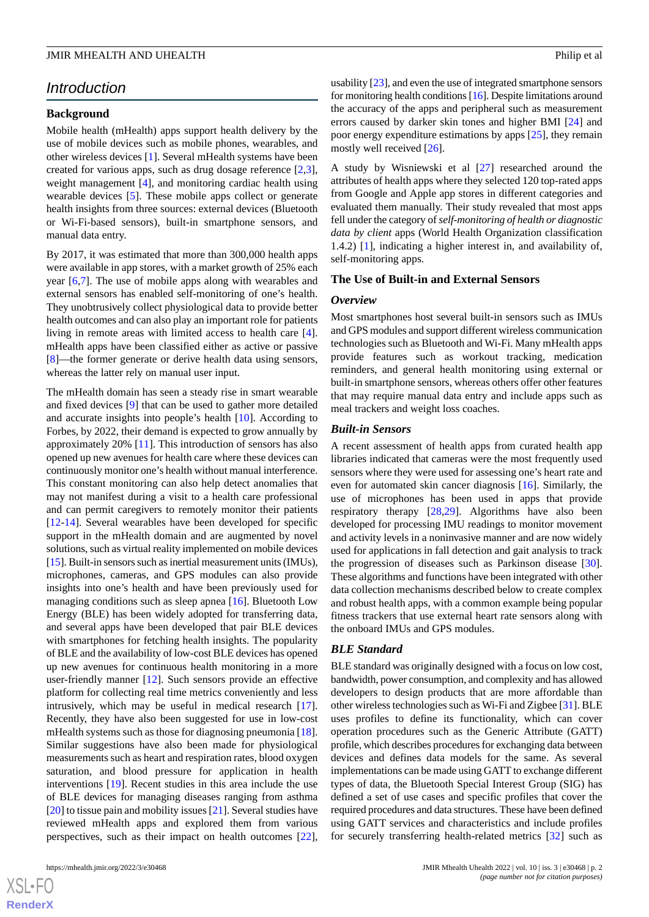## Introduction

### Background

Mobile health (mHealth) apps support health delivery by the use of mobile devices such as mobile phones, wearables, and other wireless devices [1]. Several mHealth systems have been created for various apps, such as drug dosage reference [2,3], weight management [4], and monitoring cardiac health using wearable devices [5]. These mobile apps collect or generate health insights from three sources: external devices (Bluetooth or Wi-Fi-based sensors), built-in smartphone sensors, and manual data entry.

By 2017, it was estimated that more than 300,000 health apps were available in app stores, with a market growth of 25% each year [6,7]. The use of mobile apps along with wearables and external sensors has enabled self-monitoring of one's health. They unobtrusively collect physiological data to provide better health outcomes and can also play an important role for patients living in remote areas with limited access to health care [4]. mHealth apps have been classified either as active or passive [8]—the former generate or derive health data using sensors, whereas the latter rely on manual user input.

The mHealth domain has seen a steady rise in smart wearable and fixed devices [9] that can be used to gather more detailed and accurate insights into people's health [10]. According to Forbes, by 2022, their demand is expected to grow annually by approximately 20% [11]. This introduction of sensors has also opened up new avenues for health care where these devices can continuously monitor one's health without manual interference. This constant monitoring can also help detect anomalies that may not manifest during a visit to a health care professional and can permit caregivers to remotely monitor their patients [12-14]. Several wearables have been developed for specific support in the mHealth domain and are augmented by novel solutions, such as virtual reality implemented on mobile devices [15]. Built-in sensors such as inertial measurement units (IMUs), microphones, cameras, and GPS modules can also provide insights into one's health and have been previously used for managing conditions such as sleep apnea [16]. Bluetooth Low Energy (BLE) has been widely adopted for transferring data, and several apps have been developed that pair BLE devices with smartphones for fetching health insights. The popularity of BLE and the availability of low-cost BLE devices has opened up new avenues for continuous health monitoring in a more user-friendly manner [12]. Such sensors provide an effective platform for collecting real time metrics conveniently and less intrusively, which may be useful in medical research [17]. Recently, they have also been suggested for use in low-cost mHealth systems such as those for diagnosing pneumonia [18]. Similar suggestions have also been made for physiological measurements such as heart and respiration rates, blood oxygen saturation, and blood pressure for application in health interventions [19]. Recent studies in this area include the use of BLE devices for managing diseases ranging from asthma [20] to tissue pain and mobility issues [21]. Several studies have reviewed mHealth apps and explored them from various perspectives, such as their impact on health outcomes [22], usability [23], and even the use of integrated smartphone sensors for monitoring health conditions [16]. Despite limitations around the accuracy of the apps and peripheral such as measurement errors caused by darker skin tones and higher BMI [24] and poor energy expenditure estimations by apps [25], they remain mostly well received [26].

A study by Wisniewski et al [27] researched around the attributes of health apps where they selected 120 top-rated apps from Google and Apple app stores in different categories and evaluated them manually. Their study revealed that most apps fell under the category of *self-monitoring of health or diagnostic data by client* apps (World Health Organization classification 1.4.2) [1], indicating a higher interest in, and availability of, self-monitoring apps.

### The Use of Built-in and External Sensors

#### Overview

Most smartphones host several built-in sensors such as IMUs and GPS modules and support different wireless communication technologies such as Bluetooth and Wi-Fi. Many mHealth apps provide features such as workout tracking, medication reminders, and general health monitoring using external or built-in smartphone sensors, whereas others offer other features that may require manual data entry and include apps such as meal trackers and weight loss coaches.

#### Built-in Sensors

A recent assessment of health apps from curated health app libraries indicated that cameras were the most frequently used sensors where they were used for assessing one's heart rate and even for automated skin cancer diagnosis [16]. Similarly, the use of microphones has been used in apps that provide respiratory therapy [28,29]. Algorithms have also been developed for processing IMU readings to monitor movement and activity levels in a noninvasive manner and are now widely used for applications in fall detection and gait analysis to track the progression of diseases such as Parkinson disease [30]. These algorithms and functions have been integrated with other data collection mechanisms described below to create complex and robust health apps, with a common example being popular fitness trackers that use external heart rate sensors along with the onboard IMUs and GPS modules.

#### BLE Standard

BLE standard was originally designed with a focus on low cost, bandwidth, power consumption, and complexity and has allowed developers to design products that are more affordable than other wireless technologies such as Wi-Fi and Zigbee [31]. BLE uses profiles to define its functionality, which can cover operation procedures such as the Generic Attribute (GATT) profile, which describes procedures for exchanging data between devices and defines data models for the same. As several implementations can be made using GATT to exchange different types of data, the Bluetooth Special Interest Group (SIG) has defined a set of use cases and specific profiles that cover the required procedures and data structures. These have been defined using GATT services and characteristics and include profiles for securely transferring health-related metrics [32] such as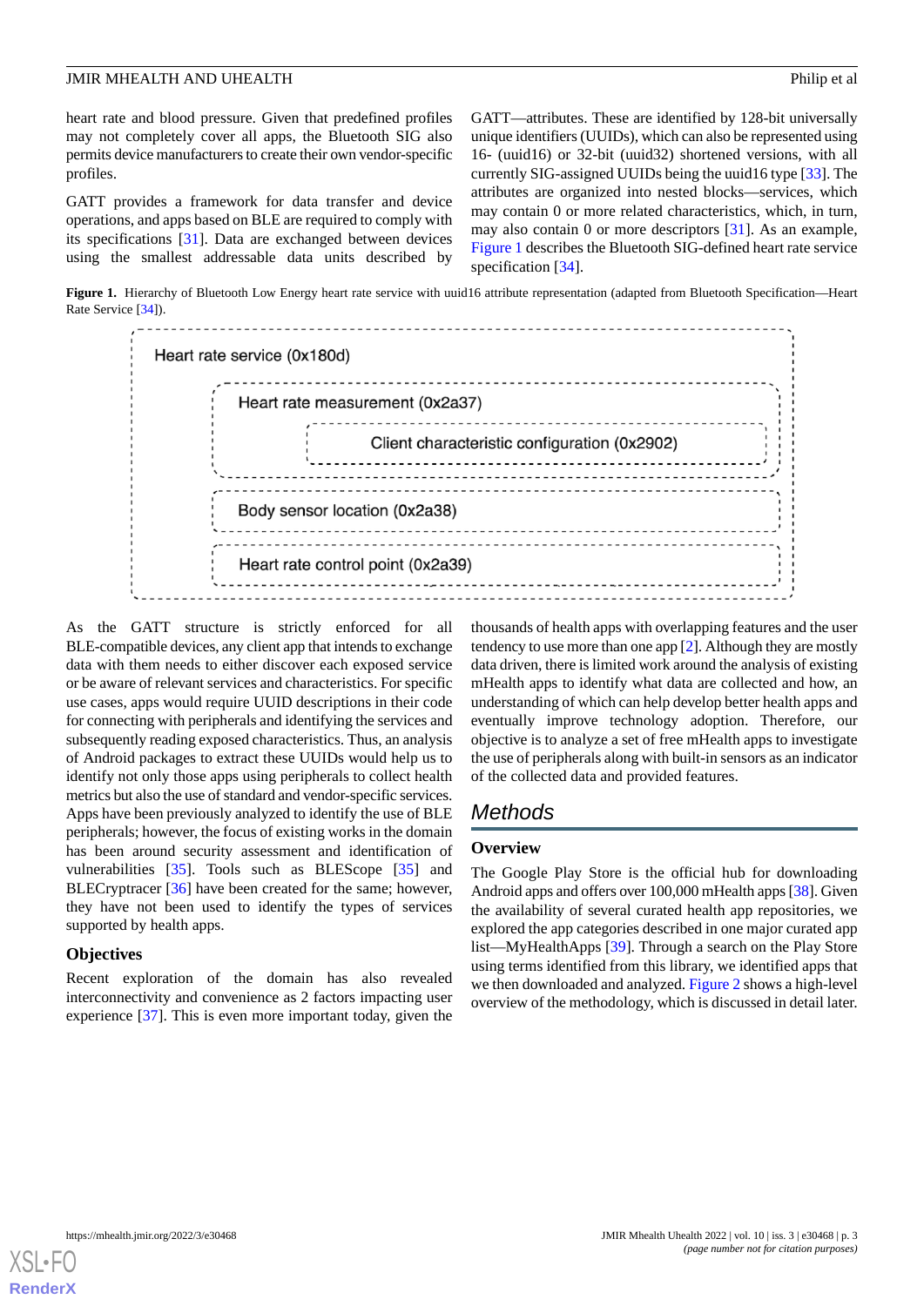heart rate and blood pressure. Given that predefined profiles may not completely cover all apps, the Bluetooth SIG also permits device manufacturers to create their own vendor-specific profiles.

GATT provides a framework for data transfer and device operations, and apps based on BLE are required to comply with its specifications [31]. Data are exchanged between devices using the smallest addressable data units described by GATT—attributes. These are identified by 128-bit universally unique identifiers (UUIDs), which can also be represented using 16- (uuid16) or 32-bit (uuid32) shortened versions, with all currently SIG-assigned UUIDs being the uuid16 type [33]. The attributes are organized into nested blocks—services, which may contain 0 or more related characteristics, which, in turn, may also contain 0 or more descriptors [31]. As an example, Figure 1 describes the Bluetooth SIG-defined heart rate service specification [34].

**Figure 1.** Hierarchy of Bluetooth Low Energy heart rate service with uuid16 attribute representation (adapted from Bluetooth Specification—Heart Rate Service [34]).

- Heart rate service (0x180d)
  - Heart rate measurement (0x2a37)
    - Client characteristic configuration (0x2902)
  - Body sensor location (0x2a38)
  - Heart rate control point (0x2a39)

As the GATT structure is strictly enforced for all BLE-compatible devices, any client app that intends to exchange data with them needs to either discover each exposed service or be aware of relevant services and characteristics. For specific use cases, apps would require UUID descriptions in their code for connecting with peripherals and identifying the services and subsequently reading exposed characteristics. Thus, an analysis of Android packages to extract these UUIDs would help us to identify not only those apps using peripherals to collect health metrics but also the use of standard and vendor-specific services. Apps have been previously analyzed to identify the use of BLE peripherals; however, the focus of existing works in the domain has been around security assessment and identification of vulnerabilities [35]. Tools such as BLEScope [35] and BLECryptracer [36] have been created for the same; however, they have not been used to identify the types of services supported by health apps.

### Objectives

Recent exploration of the domain has also revealed interconnectivity and convenience as 2 factors impacting user experience [37]. This is even more important today, given the thousands of health apps with overlapping features and the user tendency to use more than one app [2]. Although they are mostly data driven, there is limited work around the analysis of existing mHealth apps to identify what data are collected and how, an understanding of which can help develop better health apps and eventually improve technology adoption. Therefore, our objective is to analyze a set of free mHealth apps to investigate the use of peripherals along with built-in sensors as an indicator of the collected data and provided features.

## Methods

### Overview

The Google Play Store is the official hub for downloading Android apps and offers over 100,000 mHealth apps [38]. Given the availability of several curated health app repositories, we explored the app categories described in one major curated app list—MyHealthApps [39]. Through a search on the Play Store using terms identified from this library, we identified apps that we then downloaded and analyzed. Figure 2 shows a high-level overview of the methodology, which is discussed in detail later.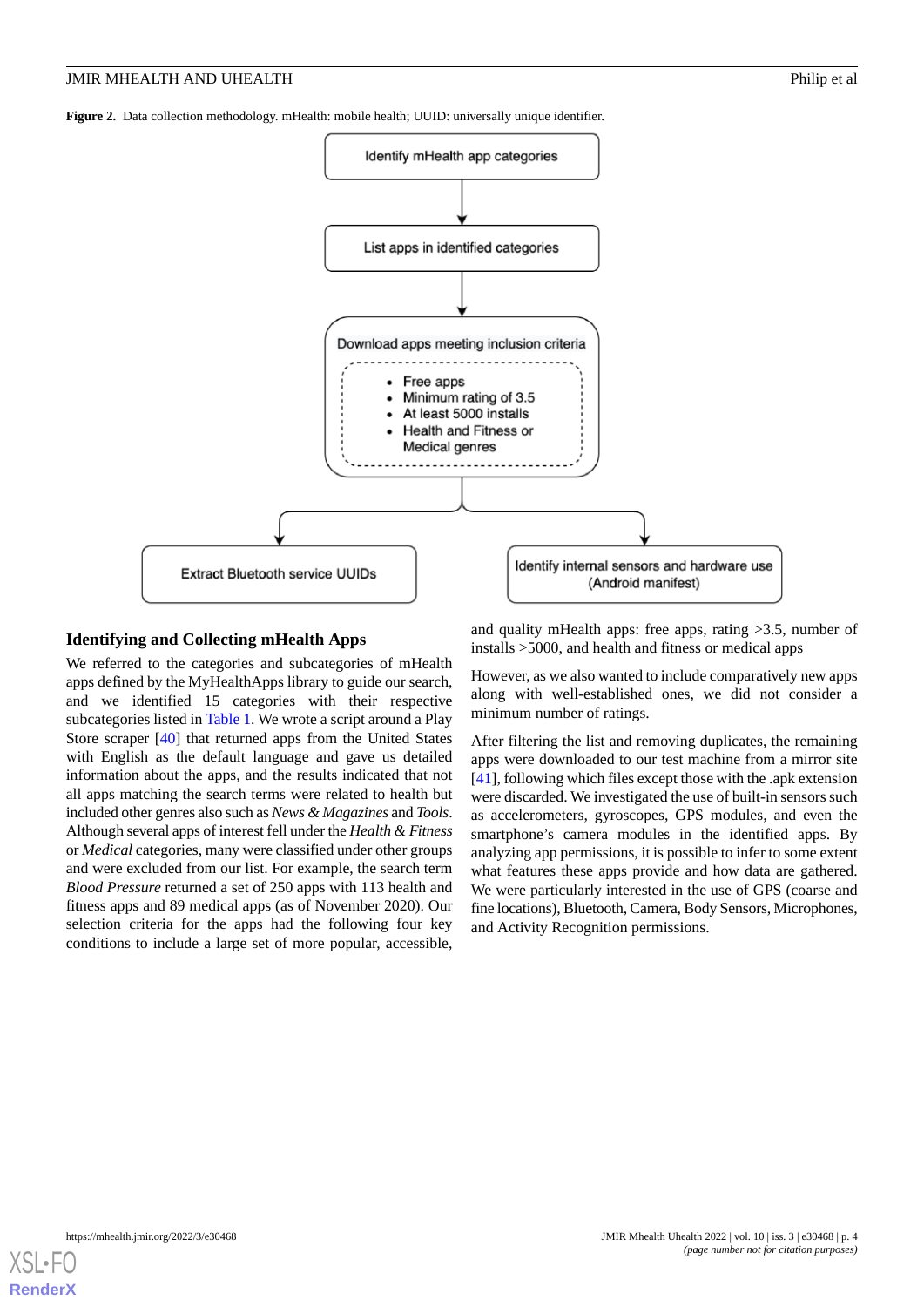**Figure 2.** Data collection methodology. mHealth: mobile health; UUID: universally unique identifier.

Identify mHealth app categories

List apps in identified categories

Download apps meeting inclusion criteria

- Free apps
- Minimum rating of 3.5
- At least 5000 installs
- Health and Fitness or Medical genres

Extract Bluetooth service UUIDs

Identify internal sensors and hardware use (Android manifest)

## Identifying and Collecting mHealth Apps

We referred to the categories and subcategories of mHealth apps defined by the MyHealthApps library to guide our search, and we identified 15 categories with their respective subcategories listed in Table 1. We wrote a script around a Play Store scraper [40] that returned apps from the United States with English as the default language and gave us detailed information about the apps, and the results indicated that not all apps matching the search terms were related to health but included other genres also such as *News & Magazines* and *Tools*. Although several apps of interest fell under the *Health & Fitness* or *Medical* categories, many were classified under other groups and were excluded from our list. For example, the search term *Blood Pressure* returned a set of 250 apps with 113 health and fitness apps and 89 medical apps (as of November 2020). Our selection criteria for the apps had the following four key conditions to include a large set of more popular, accessible, and quality mHealth apps: free apps, rating >3.5, number of installs >5000, and health and fitness or medical apps

However, as we also wanted to include comparatively new apps along with well-established ones, we did not consider a minimum number of ratings.

After filtering the list and removing duplicates, the remaining apps were downloaded to our test machine from a mirror site [41], following which files except those with the .apk extension were discarded. We investigated the use of built-in sensors such as accelerometers, gyroscopes, GPS modules, and even the smartphone's camera modules in the identified apps. By analyzing app permissions, it is possible to infer to some extent what features these apps provide and how data are gathered. We were particularly interested in the use of GPS (coarse and fine locations), Bluetooth, Camera, Body Sensors, Microphones, and Activity Recognition permissions.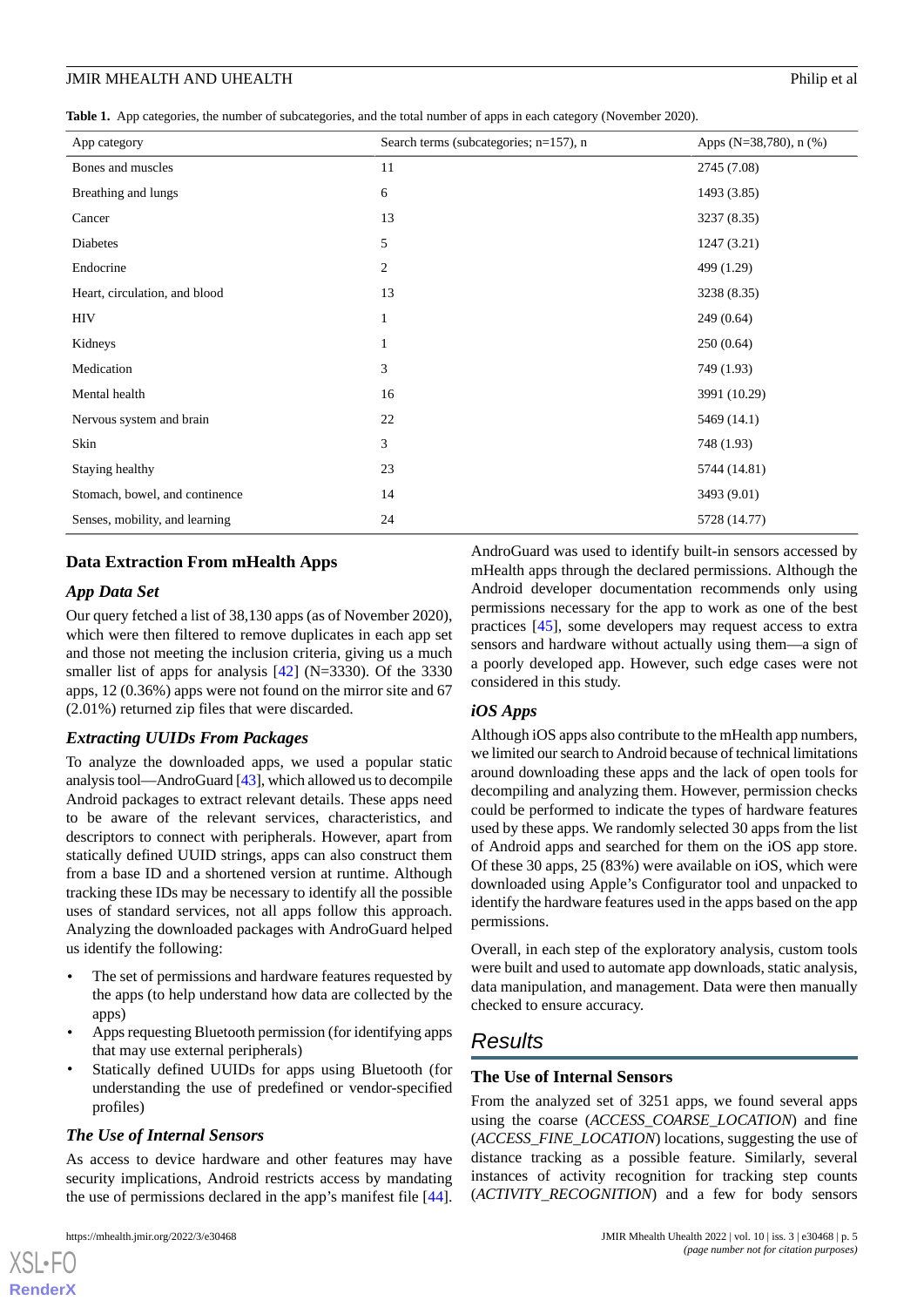**Table 1.** App categories, the number of subcategories, and the total number of apps in each category (November 2020).

| App category | Search terms (subcategories; n=157), n | Apps (N=38,780), n (%) |
|---|---|---|
| Bones and muscles | 11 | 2745 (7.08) |
| Breathing and lungs | 6 | 1493 (3.85) |
| Cancer | 13 | 3237 (8.35) |
| Diabetes | 5 | 1247 (3.21) |
| Endocrine | 2 | 499 (1.29) |
| Heart, circulation, and blood | 13 | 3238 (8.35) |
| HIV | 1 | 249 (0.64) |
| Kidneys | 1 | 250 (0.64) |
| Medication | 3 | 749 (1.93) |
| Mental health | 16 | 3991 (10.29) |
| Nervous system and brain | 22 | 5469 (14.1) |
| Skin | 3 | 748 (1.93) |
| Staying healthy | 23 | 5744 (14.81) |
| Stomach, bowel, and continence | 14 | 3493 (9.01) |
| Senses, mobility, and learning | 24 | 5728 (14.77) |

## Data Extraction From mHealth Apps

### App Data Set

Our query fetched a list of 38,130 apps (as of November 2020), which were then filtered to remove duplicates in each app set and those not meeting the inclusion criteria, giving us a much smaller list of apps for analysis [42] (N=3330). Of the 3330 apps, 12 (0.36%) apps were not found on the mirror site and 67 (2.01%) returned zip files that were discarded.

### Extracting UUIDs From Packages

To analyze the downloaded apps, we used a popular static analysis tool—AndroGuard [43], which allowed us to decompile Android packages to extract relevant details. These apps need to be aware of the relevant services, characteristics, and descriptors to connect with peripherals. However, apart from statically defined UUID strings, apps can also construct them from a base ID and a shortened version at runtime. Although tracking these IDs may be necessary to identify all the possible uses of standard services, not all apps follow this approach. Analyzing the downloaded packages with AndroGuard helped us identify the following:

- The set of permissions and hardware features requested by the apps (to help understand how data are collected by the apps)
- Apps requesting Bluetooth permission (for identifying apps that may use external peripherals)
- Statically defined UUIDs for apps using Bluetooth (for understanding the use of predefined or vendor-specified profiles)

### The Use of Internal Sensors

As access to device hardware and other features may have security implications, Android restricts access by mandating the use of permissions declared in the app's manifest file [44]. AndroGuard was used to identify built-in sensors accessed by mHealth apps through the declared permissions. Although the Android developer documentation recommends only using permissions necessary for the app to work as one of the best practices [45], some developers may request access to extra sensors and hardware without actually using them—a sign of a poorly developed app. However, such edge cases were not considered in this study.

### iOS Apps

Although iOS apps also contribute to the mHealth app numbers, we limited our search to Android because of technical limitations around downloading these apps and the lack of open tools for decompiling and analyzing them. However, permission checks could be performed to indicate the types of hardware features used by these apps. We randomly selected 30 apps from the list of Android apps and searched for them on the iOS app store. Of these 30 apps, 25 (83%) were available on iOS, which were downloaded using Apple's Configurator tool and unpacked to identify the hardware features used in the apps based on the app permissions.

Overall, in each step of the exploratory analysis, custom tools were built and used to automate app downloads, static analysis, data manipulation, and management. Data were then manually checked to ensure accuracy.

# Results

## The Use of Internal Sensors

From the analyzed set of 3251 apps, we found several apps using the coarse (*ACCESS_COARSE_LOCATION*) and fine (*ACCESS_FINE_LOCATION*) locations, suggesting the use of distance tracking as a possible feature. Similarly, several instances of activity recognition for tracking step counts (*ACTIVITY_RECOGNITION*) and a few for body sensors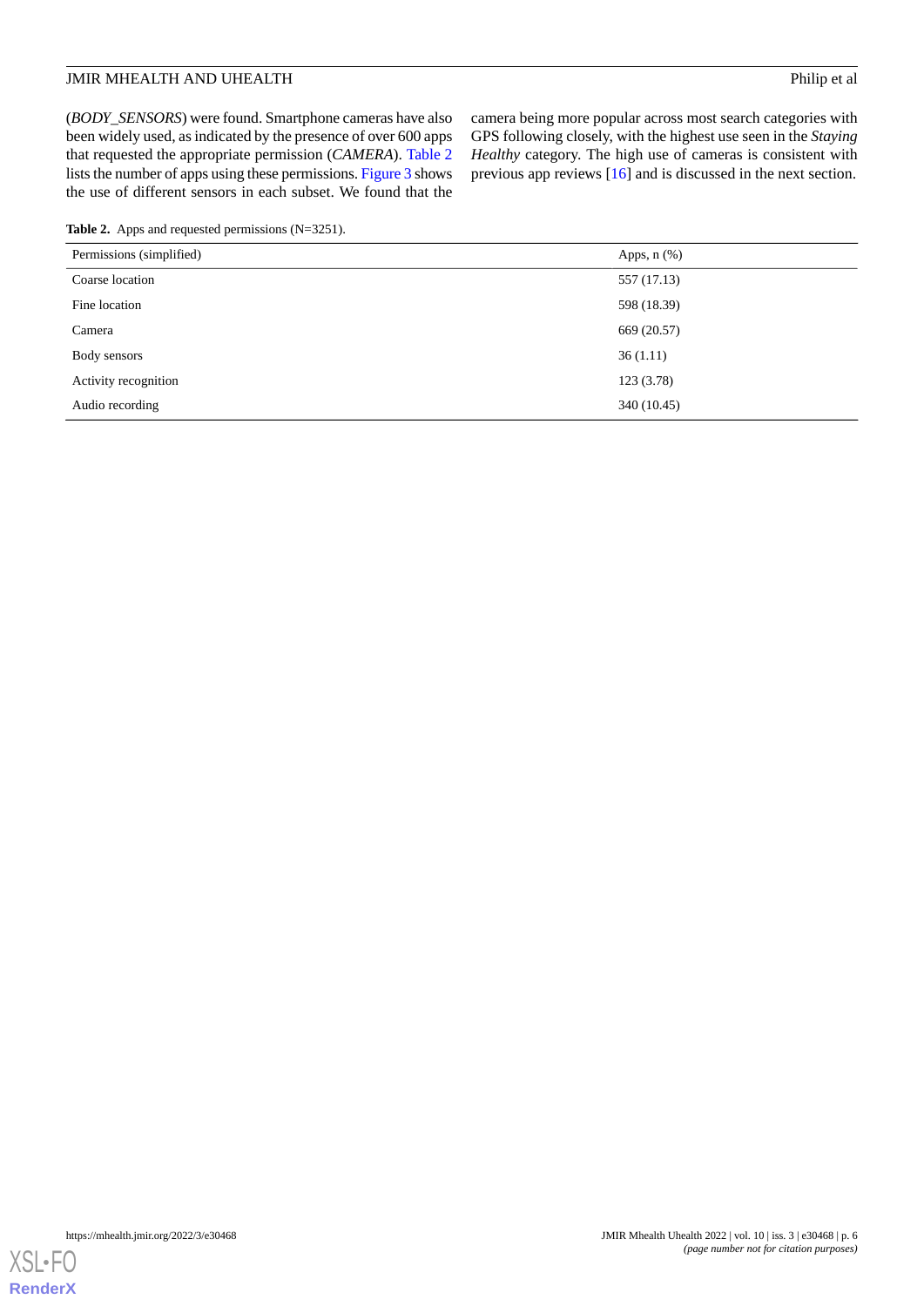(*BODY_SENSORS*) were found. Smartphone cameras have also been widely used, as indicated by the presence of over 600 apps that requested the appropriate permission (*CAMERA*). Table 2 lists the number of apps using these permissions. Figure 3 shows the use of different sensors in each subset. We found that the camera being more popular across most search categories with GPS following closely, with the highest use seen in the *Staying Healthy* category. The high use of cameras is consistent with previous app reviews [16] and is discussed in the next section.

**Table 2.** Apps and requested permissions (N=3251).

| Permissions (simplified) | Apps, n (%) |
|---|---|
| Coarse location | 557 (17.13) |
| Fine location | 598 (18.39) |
| Camera | 669 (20.57) |
| Body sensors | 36 (1.11) |
| Activity recognition | 123 (3.78) |
| Audio recording | 340 (10.45) |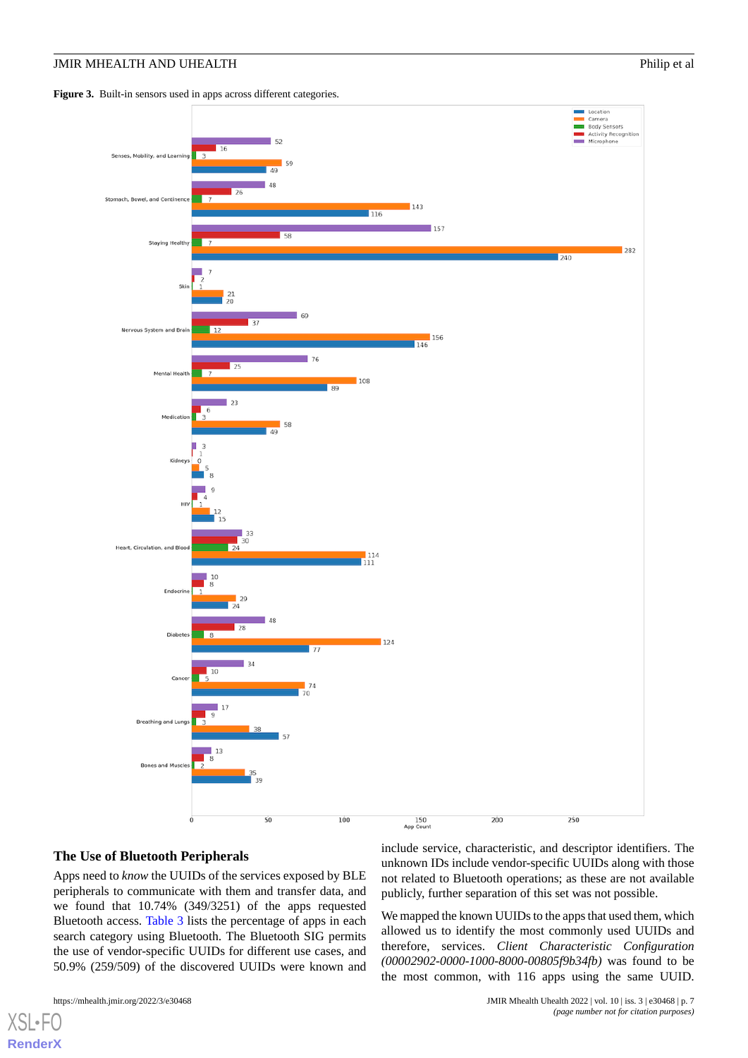**Figure 3.** Built-in sensors used in apps across different categories.

## The Use of Bluetooth Peripherals

Apps need to *know* the UUIDs of the services exposed by BLE peripherals to communicate with them and transfer data, and we found that 10.74% (349/3251) of the apps requested Bluetooth access. Table 3 lists the percentage of apps in each search category using Bluetooth. The Bluetooth SIG permits the use of vendor-specific UUIDs for different use cases, and 50.9% (259/509) of the discovered UUIDs were known and include service, characteristic, and descriptor identifiers. The unknown IDs include vendor-specific UUIDs along with those not related to Bluetooth operations; as these are not available publicly, further separation of this set was not possible.

We mapped the known UUIDs to the apps that used them, which allowed us to identify the most commonly used UUIDs and therefore, services. *Client Characteristic Configuration (00002902-0000-1000-8000-00805f9b34fb)* was found to be the most common, with 116 apps using the same UUID.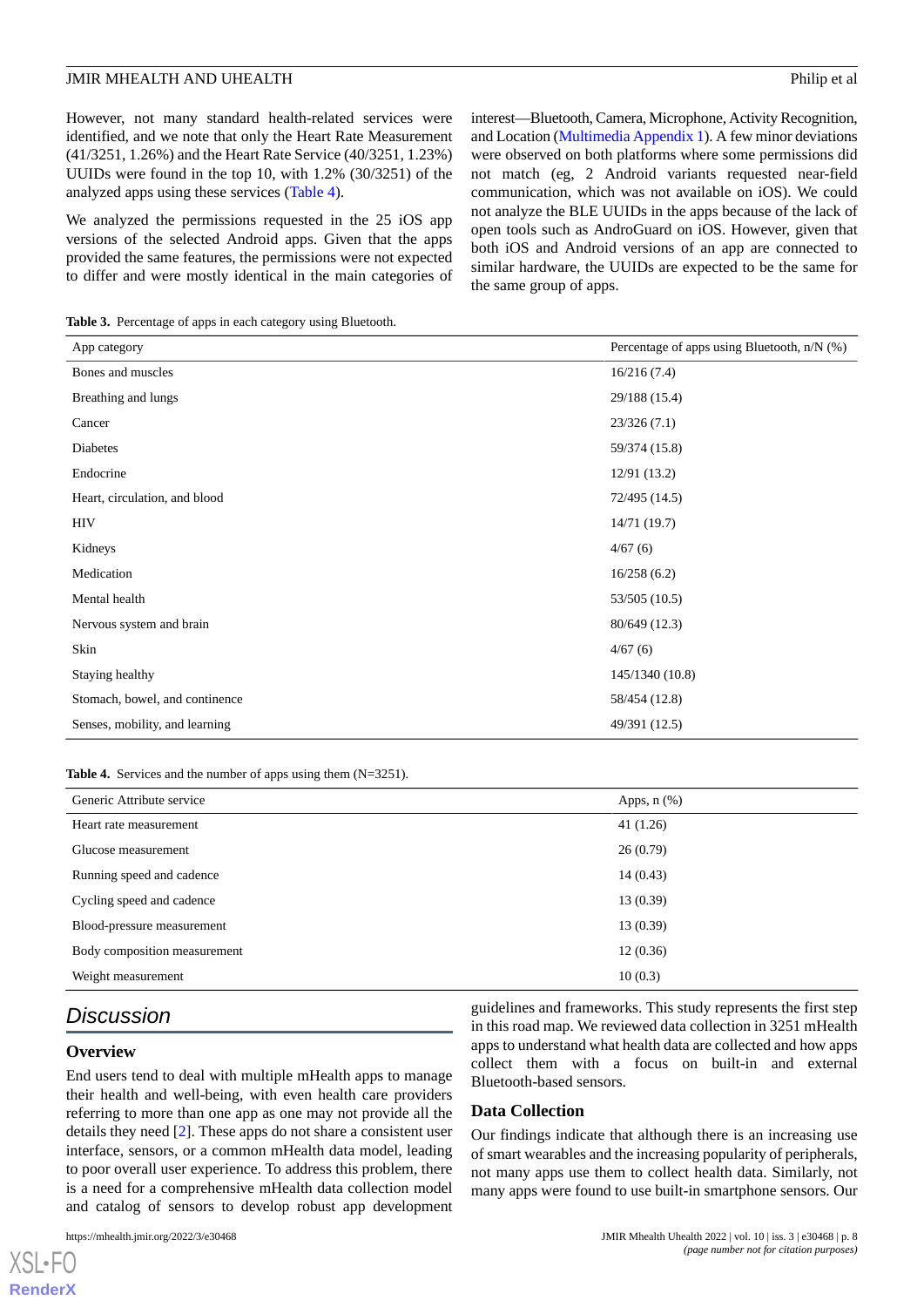However, not many standard health-related services were identified, and we note that only the Heart Rate Measurement (41/3251, 1.26%) and the Heart Rate Service (40/3251, 1.23%) UUIDs were found in the top 10, with 1.2% (30/3251) of the analyzed apps using these services (Table 4).

We analyzed the permissions requested in the 25 iOS app versions of the selected Android apps. Given that the apps provided the same features, the permissions were not expected to differ and were mostly identical in the main categories of interest—Bluetooth, Camera, Microphone, Activity Recognition, and Location (Multimedia Appendix 1). A few minor deviations were observed on both platforms where some permissions did not match (eg, 2 Android variants requested near-field communication, which was not available on iOS). We could not analyze the BLE UUIDs in the apps because of the lack of open tools such as AndroGuard on iOS. However, given that both iOS and Android versions of an app are connected to similar hardware, the UUIDs are expected to be the same for the same group of apps.

**Table 3.** Percentage of apps in each category using Bluetooth.

| App category | Percentage of apps using Bluetooth, n/N (%) |
|---|---|
| Bones and muscles | 16/216 (7.4) |
| Breathing and lungs | 29/188 (15.4) |
| Cancer | 23/326 (7.1) |
| Diabetes | 59/374 (15.8) |
| Endocrine | 12/91 (13.2) |
| Heart, circulation, and blood | 72/495 (14.5) |
| HIV | 14/71 (19.7) |
| Kidneys | 4/67 (6) |
| Medication | 16/258 (6.2) |
| Mental health | 53/505 (10.5) |
| Nervous system and brain | 80/649 (12.3) |
| Skin | 4/67 (6) |
| Staying healthy | 145/1340 (10.8) |
| Stomach, bowel, and continence | 58/454 (12.8) |
| Senses, mobility, and learning | 49/391 (12.5) |

**Table 4.** Services and the number of apps using them (N=3251).

| Generic Attribute service | Apps, n (%) |
|---|---|
| Heart rate measurement | 41 (1.26) |
| Glucose measurement | 26 (0.79) |
| Running speed and cadence | 14 (0.43) |
| Cycling speed and cadence | 13 (0.39) |
| Blood-pressure measurement | 13 (0.39) |
| Body composition measurement | 12 (0.36) |
| Weight measurement | 10 (0.3) |

## Discussion

### Overview

End users tend to deal with multiple mHealth apps to manage their health and well-being, with even health care providers referring to more than one app as one may not provide all the details they need [2]. These apps do not share a consistent user interface, sensors, or a common mHealth data model, leading to poor overall user experience. To address this problem, there is a need for a comprehensive mHealth data collection model and catalog of sensors to develop robust app development guidelines and frameworks. This study represents the first step in this road map. We reviewed data collection in 3251 mHealth apps to understand what health data are collected and how apps collect them with a focus on built-in and external Bluetooth-based sensors.

### Data Collection

Our findings indicate that although there is an increasing use of smart wearables and the increasing popularity of peripherals, not many apps use them to collect health data. Similarly, not many apps were found to use built-in smartphone sensors. Our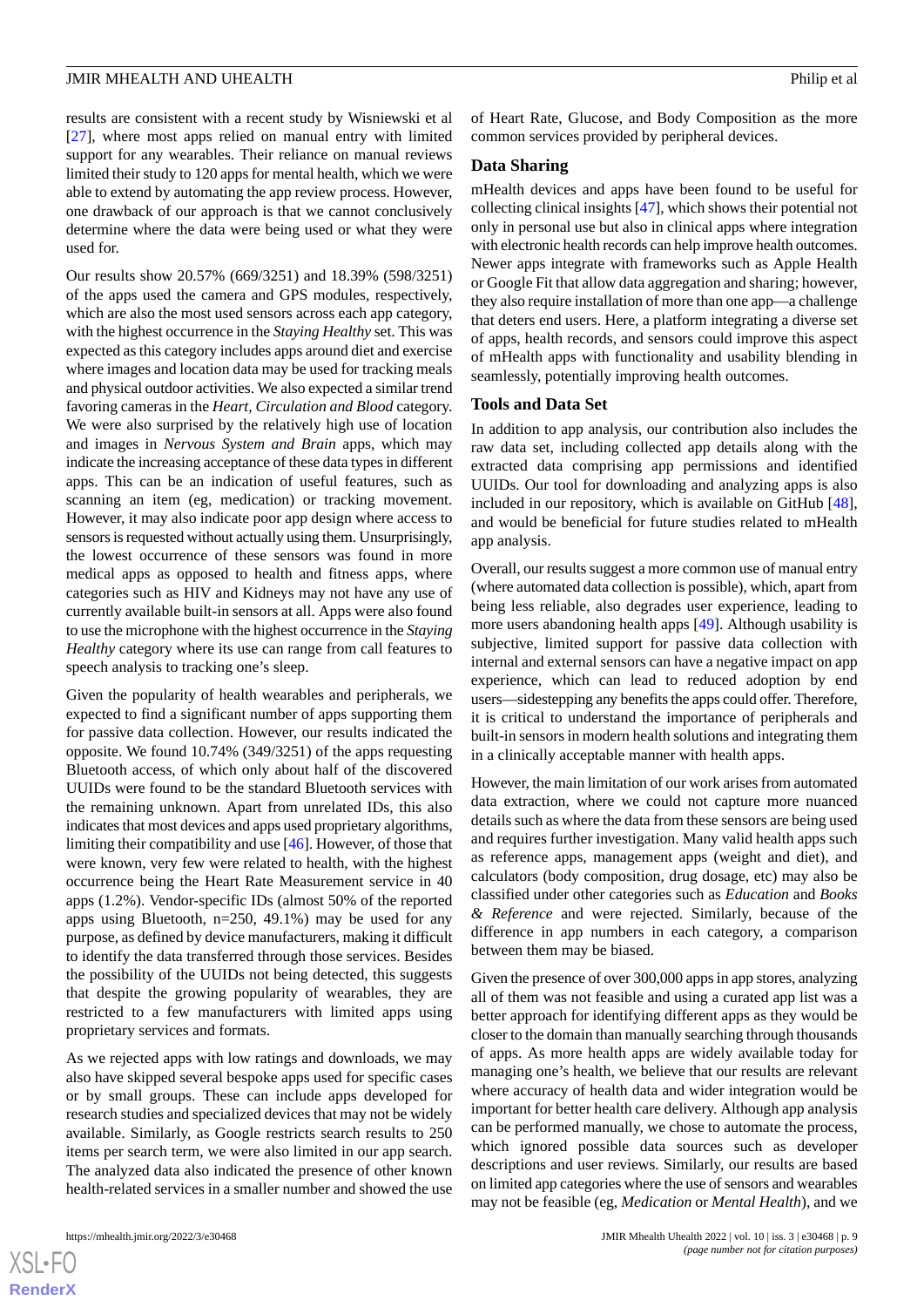results are consistent with a recent study by Wisniewski et al [27], where most apps relied on manual entry with limited support for any wearables. Their reliance on manual reviews limited their study to 120 apps for mental health, which we were able to extend by automating the app review process. However, one drawback of our approach is that we cannot conclusively determine where the data were being used or what they were used for.

Our results show 20.57% (669/3251) and 18.39% (598/3251) of the apps used the camera and GPS modules, respectively, which are also the most used sensors across each app category, with the highest occurrence in the *Staying Healthy* set. This was expected as this category includes apps around diet and exercise where images and location data may be used for tracking meals and physical outdoor activities. We also expected a similar trend favoring cameras in the *Heart, Circulation and Blood* category. We were also surprised by the relatively high use of location and images in *Nervous System and Brain* apps, which may indicate the increasing acceptance of these data types in different apps. This can be an indication of useful features, such as scanning an item (eg, medication) or tracking movement. However, it may also indicate poor app design where access to sensors is requested without actually using them. Unsurprisingly, the lowest occurrence of these sensors was found in more medical apps as opposed to health and fitness apps, where categories such as HIV and Kidneys may not have any use of currently available built-in sensors at all. Apps were also found to use the microphone with the highest occurrence in the *Staying Healthy* category where its use can range from call features to speech analysis to tracking one's sleep.

Given the popularity of health wearables and peripherals, we expected to find a significant number of apps supporting them for passive data collection. However, our results indicated the opposite. We found 10.74% (349/3251) of the apps requesting Bluetooth access, of which only about half of the discovered UUIDs were found to be the standard Bluetooth services with the remaining unknown. Apart from unrelated IDs, this also indicates that most devices and apps used proprietary algorithms, limiting their compatibility and use [46]. However, of those that were known, very few were related to health, with the highest occurrence being the Heart Rate Measurement service in 40 apps (1.2%). Vendor-specific IDs (almost 50% of the reported apps using Bluetooth, n=250, 49.1%) may be used for any purpose, as defined by device manufacturers, making it difficult to identify the data transferred through those services. Besides the possibility of the UUIDs not being detected, this suggests that despite the growing popularity of wearables, they are restricted to a few manufacturers with limited apps using proprietary services and formats.

As we rejected apps with low ratings and downloads, we may also have skipped several bespoke apps used for specific cases or by small groups. These can include apps developed for research studies and specialized devices that may not be widely available. Similarly, as Google restricts search results to 250 items per search term, we were also limited in our app search. The analyzed data also indicated the presence of other known health-related services in a smaller number and showed the use of Heart Rate, Glucose, and Body Composition as the more common services provided by peripheral devices.

### Data Sharing

mHealth devices and apps have been found to be useful for collecting clinical insights [47], which shows their potential not only in personal use but also in clinical apps where integration with electronic health records can help improve health outcomes. Newer apps integrate with frameworks such as Apple Health or Google Fit that allow data aggregation and sharing; however, they also require installation of more than one app—a challenge that deters end users. Here, a platform integrating a diverse set of apps, health records, and sensors could improve this aspect of mHealth apps with functionality and usability blending in seamlessly, potentially improving health outcomes.

### Tools and Data Set

In addition to app analysis, our contribution also includes the raw data set, including collected app details along with the extracted data comprising app permissions and identified UUIDs. Our tool for downloading and analyzing apps is also included in our repository, which is available on GitHub [48], and would be beneficial for future studies related to mHealth app analysis.

Overall, our results suggest a more common use of manual entry (where automated data collection is possible), which, apart from being less reliable, also degrades user experience, leading to more users abandoning health apps [49]. Although usability is subjective, limited support for passive data collection with internal and external sensors can have a negative impact on app experience, which can lead to reduced adoption by end users—sidestepping any benefits the apps could offer. Therefore, it is critical to understand the importance of peripherals and built-in sensors in modern health solutions and integrating them in a clinically acceptable manner with health apps.

However, the main limitation of our work arises from automated data extraction, where we could not capture more nuanced details such as where the data from these sensors are being used and requires further investigation. Many valid health apps such as reference apps, management apps (weight and diet), and calculators (body composition, drug dosage, etc) may also be classified under other categories such as *Education* and *Books & Reference* and were rejected. Similarly, because of the difference in app numbers in each category, a comparison between them may be biased.

Given the presence of over 300,000 apps in app stores, analyzing all of them was not feasible and using a curated app list was a better approach for identifying different apps as they would be closer to the domain than manually searching through thousands of apps. As more health apps are widely available today for managing one's health, we believe that our results are relevant where accuracy of health data and wider integration would be important for better health care delivery. Although app analysis can be performed manually, we chose to automate the process, which ignored possible data sources such as developer descriptions and user reviews. Similarly, our results are based on limited app categories where the use of sensors and wearables may not be feasible (eg, *Medication* or *Mental Health*), and we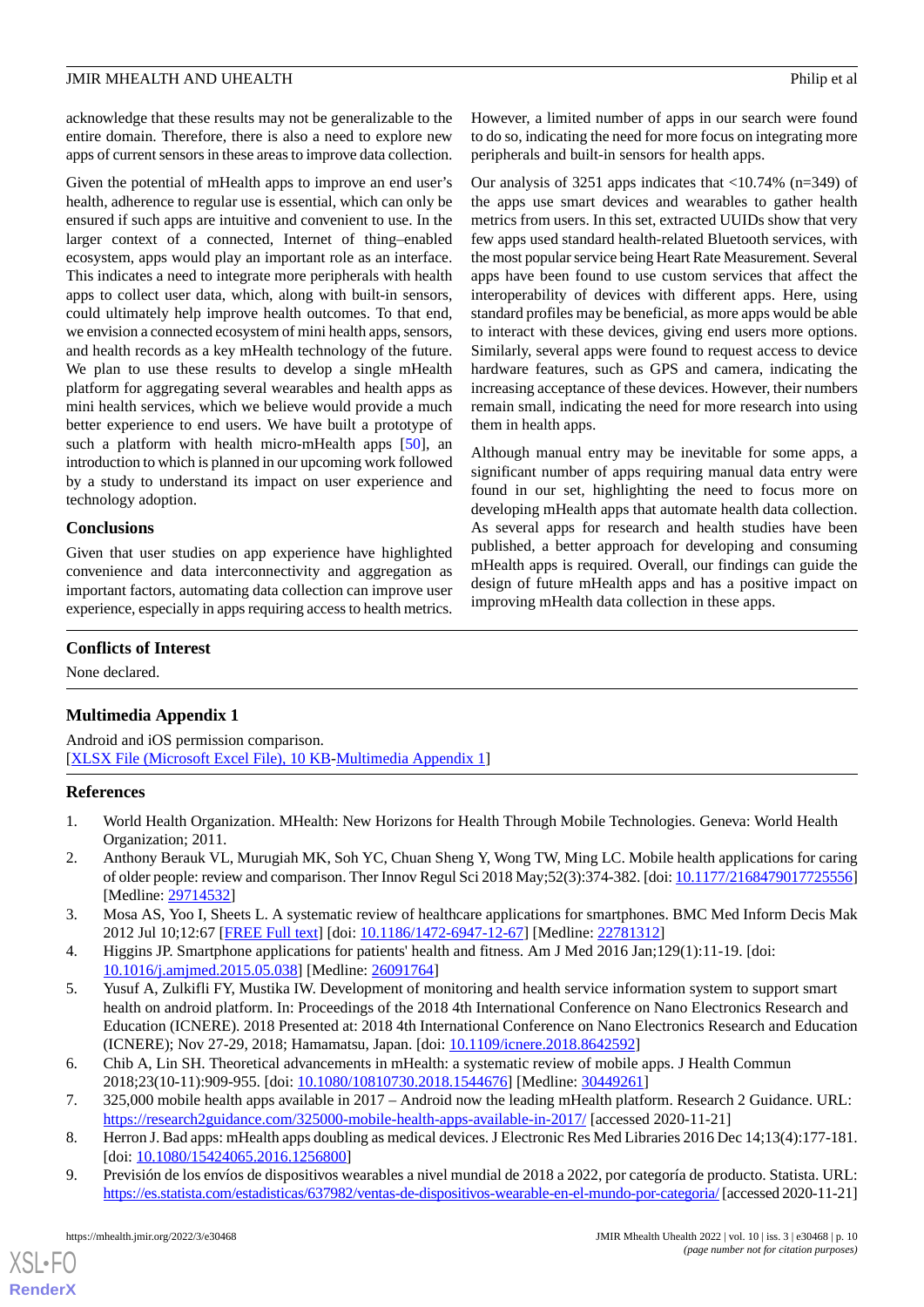acknowledge that these results may not be generalizable to the entire domain. Therefore, there is also a need to explore new apps of current sensors in these areas to improve data collection.

Given the potential of mHealth apps to improve an end user's health, adherence to regular use is essential, which can only be ensured if such apps are intuitive and convenient to use. In the larger context of a connected, Internet of thing–enabled ecosystem, apps would play an important role as an interface. This indicates a need to integrate more peripherals with health apps to collect user data, which, along with built-in sensors, could ultimately help improve health outcomes. To that end, we envision a connected ecosystem of mini health apps, sensors, and health records as a key mHealth technology of the future. We plan to use these results to develop a single mHealth platform for aggregating several wearables and health apps as mini health services, which we believe would provide a much better experience to end users. We have built a prototype of such a platform with health micro-mHealth apps [50], an introduction to which is planned in our upcoming work followed by a study to understand its impact on user experience and technology adoption.

## Conclusions

Given that user studies on app experience have highlighted convenience and data interconnectivity and aggregation as important factors, automating data collection can improve user experience, especially in apps requiring access to health metrics. However, a limited number of apps in our search were found to do so, indicating the need for more focus on integrating more peripherals and built-in sensors for health apps.

Our analysis of 3251 apps indicates that <10.74% (n=349) of the apps use smart devices and wearables to gather health metrics from users. In this set, extracted UUIDs show that very few apps used standard health-related Bluetooth services, with the most popular service being Heart Rate Measurement. Several apps have been found to use custom services that affect the interoperability of devices with different apps. Here, using standard profiles may be beneficial, as more apps would be able to interact with these devices, giving end users more options. Similarly, several apps were found to request access to device hardware features, such as GPS and camera, indicating the increasing acceptance of these devices. However, their numbers remain small, indicating the need for more research into using them in health apps.

Although manual entry may be inevitable for some apps, a significant number of apps requiring manual data entry were found in our set, highlighting the need to focus more on developing mHealth apps that automate health data collection. As several apps for research and health studies have been published, a better approach for developing and consuming mHealth apps is required. Overall, our findings can guide the design of future mHealth apps and has a positive impact on improving mHealth data collection in these apps.

## Conflicts of Interest

None declared.

## Multimedia Appendix 1

Android and iOS permission comparison.
[XLSX File (Microsoft Excel File), 10 KB-Multimedia Appendix 1]

## References

1. World Health Organization. MHealth: New Horizons for Health Through Mobile Technologies. Geneva: World Health Organization; 2011.
2. Anthony Berauk VL, Murugiah MK, Soh YC, Chuan Sheng Y, Wong TW, Ming LC. Mobile health applications for caring of older people: review and comparison. Ther Innov Regul Sci 2018 May;52(3):374-382. [doi: 10.1177/2168479017725556] [Medline: 29714532]
3. Mosa AS, Yoo I, Sheets L. A systematic review of healthcare applications for smartphones. BMC Med Inform Decis Mak 2012 Jul 10;12:67 [FREE Full text] [doi: 10.1186/1472-6947-12-67] [Medline: 22781312]
4. Higgins JP. Smartphone applications for patients' health and fitness. Am J Med 2016 Jan;129(1):11-19. [doi: 10.1016/j.amjmed.2015.05.038] [Medline: 26091764]
5. Yusuf A, Zulkifli FY, Mustika IW. Development of monitoring and health service information system to support smart health on android platform. In: Proceedings of the 2018 4th International Conference on Nano Electronics Research and Education (ICNERE). 2018 Presented at: 2018 4th International Conference on Nano Electronics Research and Education (ICNERE); Nov 27-29, 2018; Hamamatsu, Japan. [doi: 10.1109/icnere.2018.8642592]
6. Chib A, Lin SH. Theoretical advancements in mHealth: a systematic review of mobile apps. J Health Commun 2018;23(10-11):909-955. [doi: 10.1080/10810730.2018.1544676] [Medline: 30449261]
7. 325,000 mobile health apps available in 2017 – Android now the leading mHealth platform. Research 2 Guidance. URL: https://research2guidance.com/325000-mobile-health-apps-available-in-2017/ [accessed 2020-11-21]
8. Herron J. Bad apps: mHealth apps doubling as medical devices. J Electronic Res Med Libraries 2016 Dec 14;13(4):177-181. [doi: 10.1080/15424065.2016.1256800]
9. Previsión de los envíos de dispositivos wearables a nivel mundial de 2018 a 2022, por categoría de producto. Statista. URL: https://es.statista.com/estadisticas/637982/ventas-de-dispositivos-wearable-en-el-mundo-por-categoria/ [accessed 2020-11-21]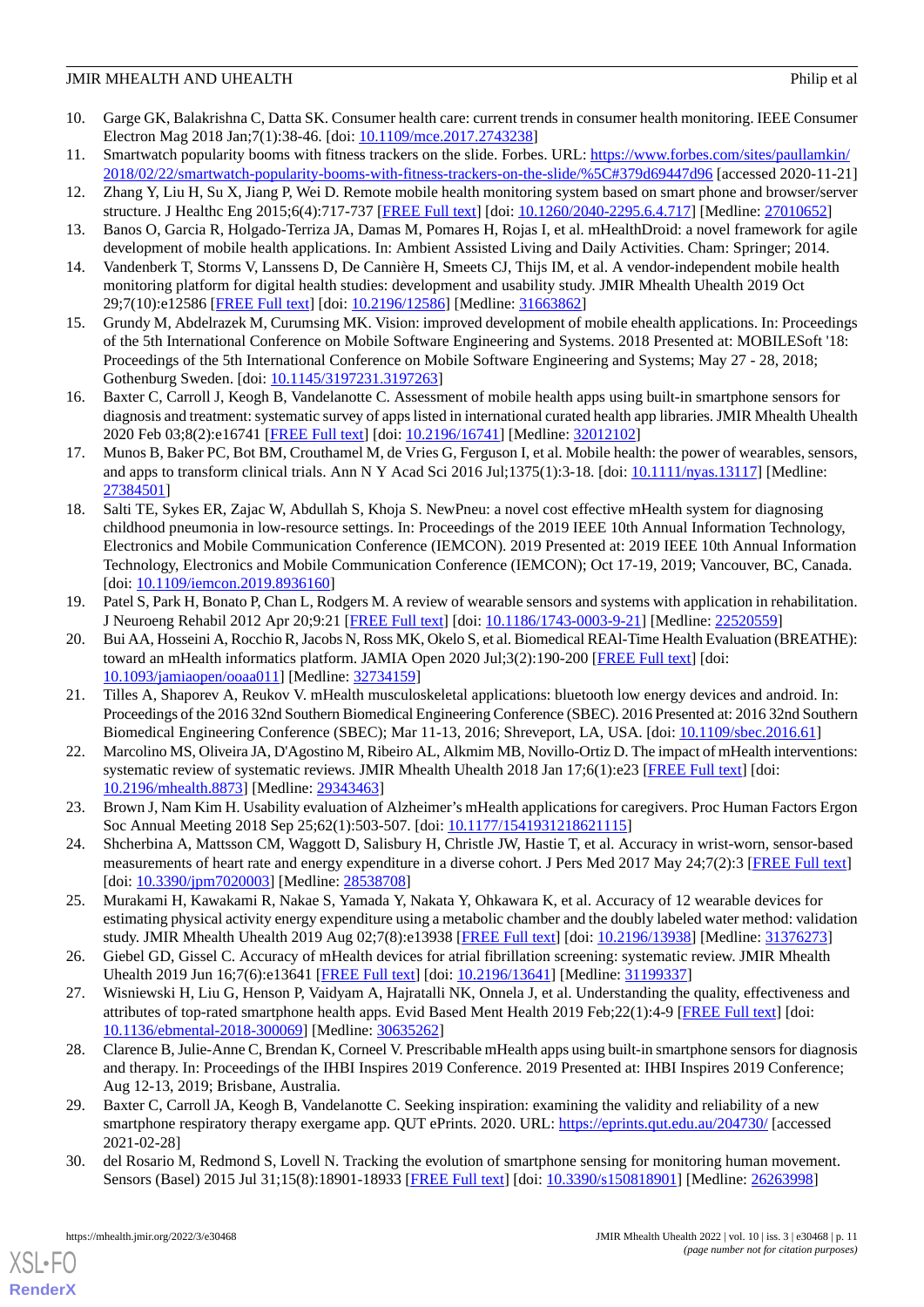10. Garge GK, Balakrishna C, Datta SK. Consumer health care: current trends in consumer health monitoring. IEEE Consumer Electron Mag 2018 Jan;7(1):38-46. [doi: 10.1109/mce.2017.2743238]
11. Smartwatch popularity booms with fitness trackers on the slide. Forbes. URL: https://www.forbes.com/sites/paullamkin/2018/02/22/smartwatch-popularity-booms-with-fitness-trackers-on-the-slide/%5C#379d69447d96 [accessed 2020-11-21]
12. Zhang Y, Liu H, Su X, Jiang P, Wei D. Remote mobile health monitoring system based on smart phone and browser/server structure. J Healthc Eng 2015;6(4):717-737 [FREE Full text] [doi: 10.1260/2040-2295.6.4.717] [Medline: 27010652]
13. Banos O, Garcia R, Holgado-Terriza JA, Damas M, Pomares H, Rojas I, et al. mHealthDroid: a novel framework for agile development of mobile health applications. In: Ambient Assisted Living and Daily Activities. Cham: Springer; 2014.
14. Vandenberk T, Storms V, Lanssens D, De Cannière H, Smeets CJ, Thijs IM, et al. A vendor-independent mobile health monitoring platform for digital health studies: development and usability study. JMIR Mhealth Uhealth 2019 Oct 29;7(10):e12586 [FREE Full text] [doi: 10.2196/12586] [Medline: 31663862]
15. Grundy M, Abdelrazek M, Curumsing MK. Vision: improved development of mobile ehealth applications. In: Proceedings of the 5th International Conference on Mobile Software Engineering and Systems. 2018 Presented at: MOBILESoft '18: Proceedings of the 5th International Conference on Mobile Software Engineering and Systems; May 27 - 28, 2018; Gothenburg Sweden. [doi: 10.1145/3197231.3197263]
16. Baxter C, Carroll J, Keogh B, Vandelanotte C. Assessment of mobile health apps using built-in smartphone sensors for diagnosis and treatment: systematic survey of apps listed in international curated health app libraries. JMIR Mhealth Uhealth 2020 Feb 03;8(2):e16741 [FREE Full text] [doi: 10.2196/16741] [Medline: 32012102]
17. Munos B, Baker PC, Bot BM, Crouthamel M, de Vries G, Ferguson I, et al. Mobile health: the power of wearables, sensors, and apps to transform clinical trials. Ann N Y Acad Sci 2016 Jul;1375(1):3-18. [doi: 10.1111/nyas.13117] [Medline: 27384501]
18. Salti TE, Sykes ER, Zajac W, Abdullah S, Khoja S. NewPneu: a novel cost effective mHealth system for diagnosing childhood pneumonia in low-resource settings. In: Proceedings of the 2019 IEEE 10th Annual Information Technology, Electronics and Mobile Communication Conference (IEMCON). 2019 Presented at: 2019 IEEE 10th Annual Information Technology, Electronics and Mobile Communication Conference (IEMCON); Oct 17-19, 2019; Vancouver, BC, Canada. [doi: 10.1109/iemcon.2019.8936160]
19. Patel S, Park H, Bonato P, Chan L, Rodgers M. A review of wearable sensors and systems with application in rehabilitation. J Neuroeng Rehabil 2012 Apr 20;9:21 [FREE Full text] [doi: 10.1186/1743-0003-9-21] [Medline: 22520559]
20. Bui AA, Hosseini A, Rocchio R, Jacobs N, Ross MK, Okelo S, et al. Biomedical REAl-Time Health Evaluation (BREATHE): toward an mHealth informatics platform. JAMIA Open 2020 Jul;3(2):190-200 [FREE Full text] [doi: 10.1093/jamiaopen/ooaa011] [Medline: 32734159]
21. Tilles A, Shaporev A, Reukov V. mHealth musculoskeletal applications: bluetooth low energy devices and android. In: Proceedings of the 2016 32nd Southern Biomedical Engineering Conference (SBEC). 2016 Presented at: 2016 32nd Southern Biomedical Engineering Conference (SBEC); Mar 11-13, 2016; Shreveport, LA, USA. [doi: 10.1109/sbec.2016.61]
22. Marcolino MS, Oliveira JA, D'Agostino M, Ribeiro AL, Alkmim MB, Novillo-Ortiz D. The impact of mHealth interventions: systematic review of systematic reviews. JMIR Mhealth Uhealth 2018 Jan 17;6(1):e23 [FREE Full text] [doi: 10.2196/mhealth.8873] [Medline: 29343463]
23. Brown J, Nam Kim H. Usability evaluation of Alzheimer's mHealth applications for caregivers. Proc Human Factors Ergon Soc Annual Meeting 2018 Sep 25;62(1):503-507. [doi: 10.1177/1541931218621115]
24. Shcherbina A, Mattsson CM, Waggott D, Salisbury H, Christle JW, Hastie T, et al. Accuracy in wrist-worn, sensor-based measurements of heart rate and energy expenditure in a diverse cohort. J Pers Med 2017 May 24;7(2):3 [FREE Full text] [doi: 10.3390/jpm7020003] [Medline: 28538708]
25. Murakami H, Kawakami R, Nakae S, Yamada Y, Nakata Y, Ohkawara K, et al. Accuracy of 12 wearable devices for estimating physical activity energy expenditure using a metabolic chamber and the doubly labeled water method: validation study. JMIR Mhealth Uhealth 2019 Aug 02;7(8):e13938 [FREE Full text] [doi: 10.2196/13938] [Medline: 31376273]
26. Giebel GD, Gissel C. Accuracy of mHealth devices for atrial fibrillation screening: systematic review. JMIR Mhealth Uhealth 2019 Jun 16;7(6):e13641 [FREE Full text] [doi: 10.2196/13641] [Medline: 31199337]
27. Wisniewski H, Liu G, Henson P, Vaidyam A, Hajratalli NK, Onnela J, et al. Understanding the quality, effectiveness and attributes of top-rated smartphone health apps. Evid Based Ment Health 2019 Feb;22(1):4-9 [FREE Full text] [doi: 10.1136/ebmental-2018-300069] [Medline: 30635262]
28. Clarence B, Julie-Anne C, Brendan K, Corneel V. Prescribable mHealth apps using built-in smartphone sensors for diagnosis and therapy. In: Proceedings of the IHBI Inspires 2019 Conference. 2019 Presented at: IHBI Inspires 2019 Conference; Aug 12-13, 2019; Brisbane, Australia.
29. Baxter C, Carroll JA, Keogh B, Vandelanotte C. Seeking inspiration: examining the validity and reliability of a new smartphone respiratory therapy exergame app. QUT ePrints. 2020. URL: https://eprints.qut.edu.au/204730/ [accessed 2021-02-28]
30. del Rosario M, Redmond S, Lovell N. Tracking the evolution of smartphone sensing for monitoring human movement. Sensors (Basel) 2015 Jul 31;15(8):18901-18933 [FREE Full text] [doi: 10.3390/s150818901] [Medline: 26263998]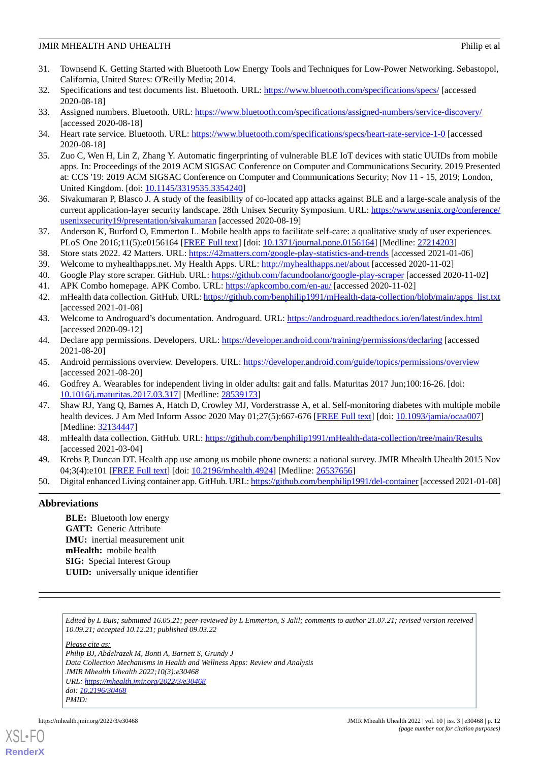31. Townsend K. Getting Started with Bluetooth Low Energy Tools and Techniques for Low-Power Networking. Sebastopol, California, United States: O'Reilly Media; 2014.
32. Specifications and test documents list. Bluetooth. URL: https://www.bluetooth.com/specifications/specs/ [accessed 2020-08-18]
33. Assigned numbers. Bluetooth. URL: https://www.bluetooth.com/specifications/assigned-numbers/service-discovery/ [accessed 2020-08-18]
34. Heart rate service. Bluetooth. URL: https://www.bluetooth.com/specifications/specs/heart-rate-service-1-0 [accessed 2020-08-18]
35. Zuo C, Wen H, Lin Z, Zhang Y. Automatic fingerprinting of vulnerable BLE IoT devices with static UUIDs from mobile apps. In: Proceedings of the 2019 ACM SIGSAC Conference on Computer and Communications Security. 2019 Presented at: CCS '19: 2019 ACM SIGSAC Conference on Computer and Communications Security; Nov 11 - 15, 2019; London, United Kingdom. [doi: 10.1145/3319535.3354240]
36. Sivakumaran P, Blasco J. A study of the feasibility of co-located app attacks against BLE and a large-scale analysis of the current application-layer security landscape. 28th Unisex Security Symposium. URL: https://www.usenix.org/conference/usenixsecurity19/presentation/sivakumaran [accessed 2020-08-19]
37. Anderson K, Burford O, Emmerton L. Mobile health apps to facilitate self-care: a qualitative study of user experiences. PLoS One 2016;11(5):e0156164 [FREE Full text] [doi: 10.1371/journal.pone.0156164] [Medline: 27214203]
38. Store stats 2022. 42 Matters. URL: https://42matters.com/google-play-statistics-and-trends [accessed 2021-01-06]
39. Welcome to myhealthapps.net. My Health Apps. URL: http://myhealthapps.net/about [accessed 2020-11-02]
40. Google Play store scraper. GitHub. URL: https://github.com/facundoolano/google-play-scraper [accessed 2020-11-02]
41. APK Combo homepage. APK Combo. URL: https://apkcombo.com/en-au/ [accessed 2020-11-02]
42. mHealth data collection. GitHub. URL: https://github.com/benphilip1991/mHealth-data-collection/blob/main/apps_list.txt [accessed 2021-01-08]
43. Welcome to Androguard's documentation. Androguard. URL: https://androguard.readthedocs.io/en/latest/index.html [accessed 2020-09-12]
44. Declare app permissions. Developers. URL: https://developer.android.com/training/permissions/declaring [accessed 2021-08-20]
45. Android permissions overview. Developers. URL: https://developer.android.com/guide/topics/permissions/overview [accessed 2021-08-20]
46. Godfrey A. Wearables for independent living in older adults: gait and falls. Maturitas 2017 Jun;100:16-26. [doi: 10.1016/j.maturitas.2017.03.317] [Medline: 28539173]
47. Shaw RJ, Yang Q, Barnes A, Hatch D, Crowley MJ, Vorderstrasse A, et al. Self-monitoring diabetes with multiple mobile health devices. J Am Med Inform Assoc 2020 May 01;27(5):667-676 [FREE Full text] [doi: 10.1093/jamia/ocaa007] [Medline: 32134447]
48. mHealth data collection. GitHub. URL: https://github.com/benphilip1991/mHealth-data-collection/tree/main/Results [accessed 2021-03-04]
49. Krebs P, Duncan DT. Health app use among us mobile phone owners: a national survey. JMIR Mhealth Uhealth 2015 Nov 04;3(4):e101 [FREE Full text] [doi: 10.2196/mhealth.4924] [Medline: 26537656]
50. Digital enhanced Living container app. GitHub. URL: https://github.com/benphilip1991/del-container [accessed 2021-01-08]

## Abbreviations

**BLE:** Bluetooth low energy
**GATT:** Generic Attribute
**IMU:** inertial measurement unit
**mHealth:** mobile health
**SIG:** Special Interest Group
**UUID:** universally unique identifier

*Edited by L Buis; submitted 16.05.21; peer-reviewed by L Emmerton, S Jalil; comments to author 21.07.21; revised version received 10.09.21; accepted 10.12.21; published 09.03.22*

*Please cite as:*
*Philip BJ, Abdelrazek M, Bonti A, Barnett S, Grundy J*
*Data Collection Mechanisms in Health and Wellness Apps: Review and Analysis*
*JMIR Mhealth Uhealth 2022;10(3):e30468*
*URL: https://mhealth.jmir.org/2022/3/e30468*
*doi: 10.2196/30468*
*PMID:*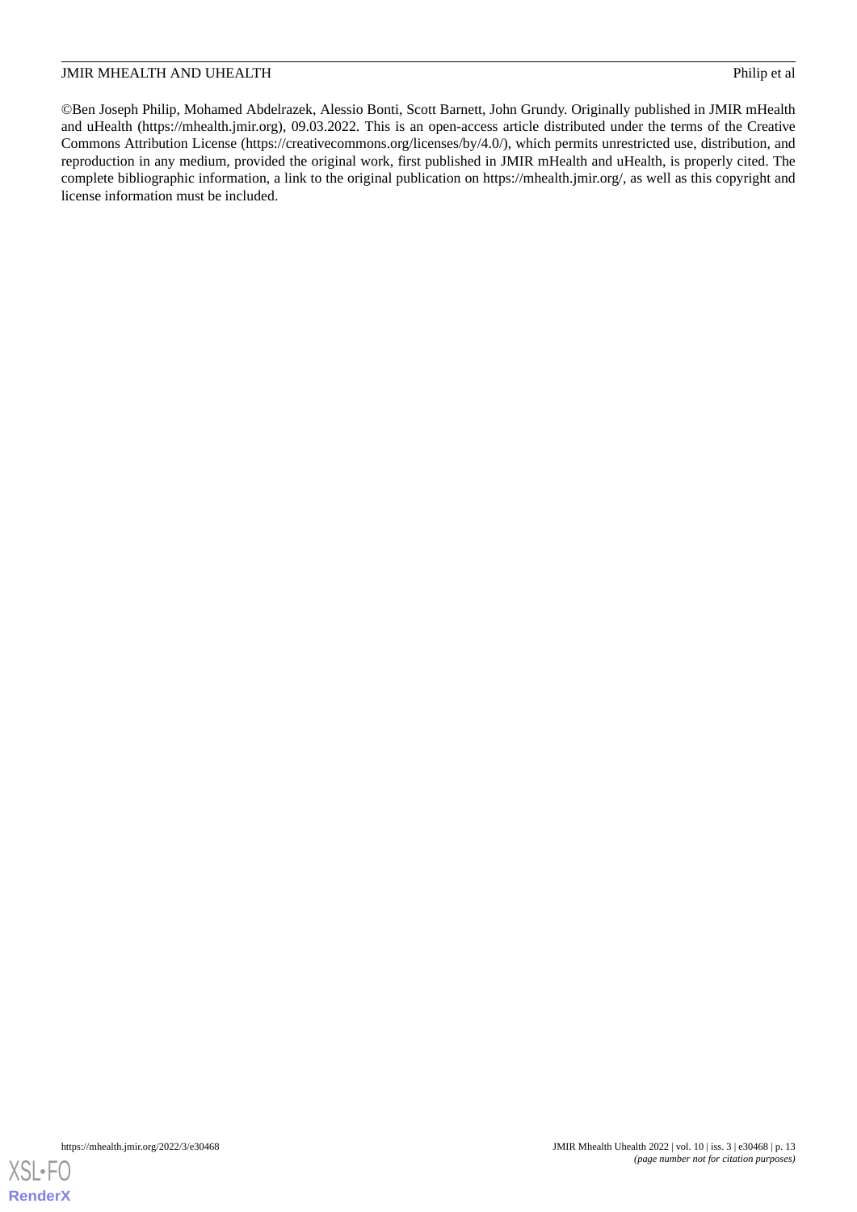©Ben Joseph Philip, Mohamed Abdelrazek, Alessio Bonti, Scott Barnett, John Grundy. Originally published in JMIR mHealth and uHealth (https://mhealth.jmir.org), 09.03.2022. This is an open-access article distributed under the terms of the Creative Commons Attribution License (https://creativecommons.org/licenses/by/4.0/), which permits unrestricted use, distribution, and reproduction in any medium, provided the original work, first published in JMIR mHealth and uHealth, is properly cited. The complete bibliographic information, a link to the original publication on https://mhealth.jmir.org/, as well as this copyright and license information must be included.